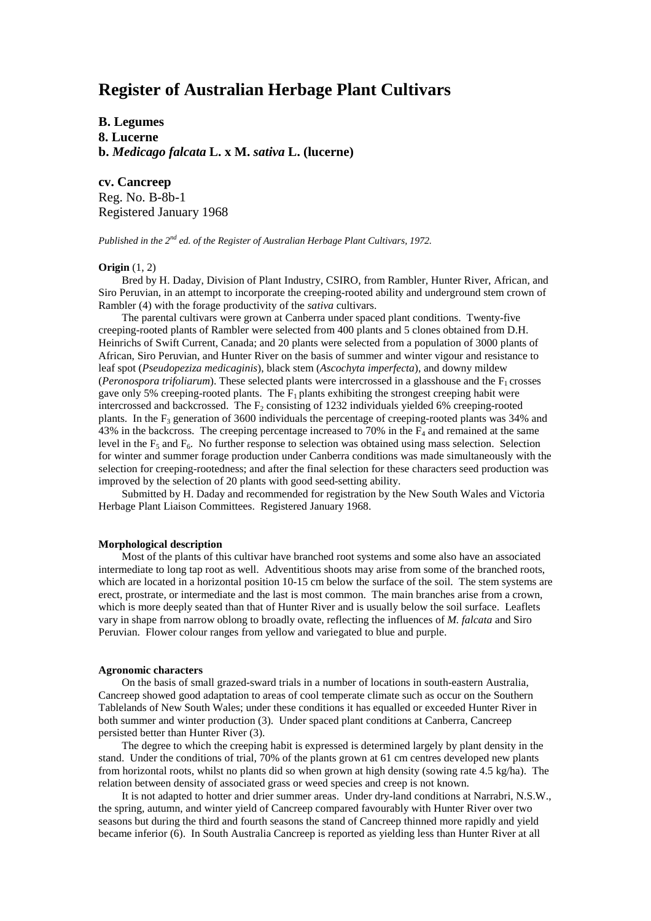# Register of Australian Herbage Plant Cultivars

**B. Legumes**
**8. Lucerne**
**b. *Medicago falcata* L. x M. *sativa* L. (lucerne)**

**cv. Cancreep**
Reg. No. B-8b-1
Registered January 1968

*Published in the 2nd ed. of the Register of Australian Herbage Plant Cultivars, 1972.*

**Origin** (1, 2)

Bred by H. Daday, Division of Plant Industry, CSIRO, from Rambler, Hunter River, African, and Siro Peruvian, in an attempt to incorporate the creeping-rooted ability and underground stem crown of Rambler (4) with the forage productivity of the *sativa* cultivars.

The parental cultivars were grown at Canberra under spaced plant conditions. Twenty-five creeping-rooted plants of Rambler were selected from 400 plants and 5 clones obtained from D.H. Heinrichs of Swift Current, Canada; and 20 plants were selected from a population of 3000 plants of African, Siro Peruvian, and Hunter River on the basis of summer and winter vigour and resistance to leaf spot (*Pseudopeziza medicaginis*), black stem (*Ascochyta imperfecta*), and downy mildew (*Peronospora trifoliarum*). These selected plants were intercrossed in a glasshouse and the $F_1$ crosses gave only 5% creeping-rooted plants. The $F_1$ plants exhibiting the strongest creeping habit were intercrossed and backcrossed. The $F_2$ consisting of 1232 individuals yielded 6% creeping-rooted plants. In the $F_3$ generation of 3600 individuals the percentage of creeping-rooted plants was 34% and 43% in the backcross. The creeping percentage increased to 70% in the $F_4$ and remained at the same level in the $F_5$ and $F_6$. No further response to selection was obtained using mass selection. Selection for winter and summer forage production under Canberra conditions was made simultaneously with the selection for creeping-rootedness; and after the final selection for these characters seed production was improved by the selection of 20 plants with good seed-setting ability.

Submitted by H. Daday and recommended for registration by the New South Wales and Victoria Herbage Plant Liaison Committees. Registered January 1968.

**Morphological description**

Most of the plants of this cultivar have branched root systems and some also have an associated intermediate to long tap root as well. Adventitious shoots may arise from some of the branched roots, which are located in a horizontal position 10-15 cm below the surface of the soil. The stem systems are erect, prostrate, or intermediate and the last is most common. The main branches arise from a crown, which is more deeply seated than that of Hunter River and is usually below the soil surface. Leaflets vary in shape from narrow oblong to broadly ovate, reflecting the influences of *M. falcata* and Siro Peruvian. Flower colour ranges from yellow and variegated to blue and purple.

**Agronomic characters**

On the basis of small grazed-sward trials in a number of locations in south-eastern Australia, Cancreep showed good adaptation to areas of cool temperate climate such as occur on the Southern Tablelands of New South Wales; under these conditions it has equalled or exceeded Hunter River in both summer and winter production (3). Under spaced plant conditions at Canberra, Cancreep persisted better than Hunter River (3).

The degree to which the creeping habit is expressed is determined largely by plant density in the stand. Under the conditions of trial, 70% of the plants grown at 61 cm centres developed new plants from horizontal roots, whilst no plants did so when grown at high density (sowing rate 4.5 kg/ha). The relation between density of associated grass or weed species and creep is not known.

It is not adapted to hotter and drier summer areas. Under dry-land conditions at Narrabri, N.S.W., the spring, autumn, and winter yield of Cancreep compared favourably with Hunter River over two seasons but during the third and fourth seasons the stand of Cancreep thinned more rapidly and yield became inferior (6). In South Australia Cancreep is reported as yielding less than Hunter River at all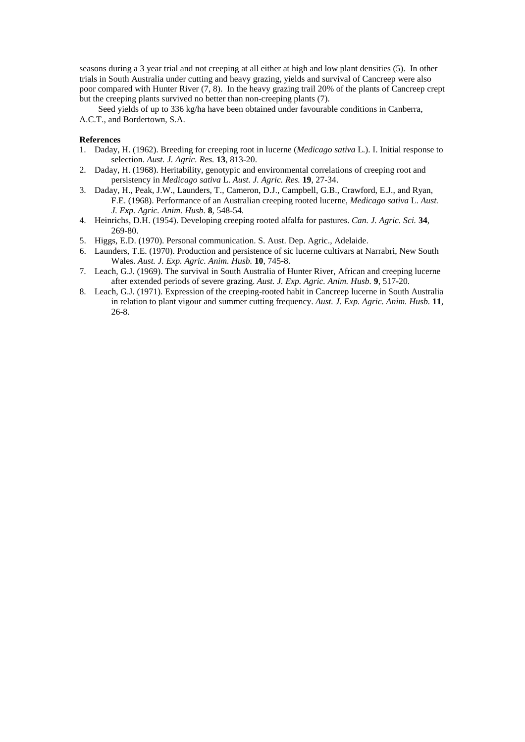seasons during a 3 year trial and not creeping at all either at high and low plant densities (5). In other trials in South Australia under cutting and heavy grazing, yields and survival of Cancreep were also poor compared with Hunter River (7, 8). In the heavy grazing trail 20% of the plants of Cancreep crept but the creeping plants survived no better than non-creeping plants (7).

Seed yields of up to 336 kg/ha have been obtained under favourable conditions in Canberra, A.C.T., and Bordertown, S.A.

**References**

1. Daday, H. (1962). Breeding for creeping root in lucerne (*Medicago sativa* L.). I. Initial response to selection. *Aust. J. Agric. Res.* **13**, 813-20.
2. Daday, H. (1968). Heritability, genotypic and environmental correlations of creeping root and persistency in *Medicago sativa* L. *Aust. J. Agric. Res.* **19**, 27-34.
3. Daday, H., Peak, J.W., Launders, T., Cameron, D.J., Campbell, G.B., Crawford, E.J., and Ryan, F.E. (1968). Performance of an Australian creeping rooted lucerne, *Medicago sativa* L. *Aust. J. Exp. Agric. Anim. Husb.* **8**, 548-54.
4. Heinrichs, D.H. (1954). Developing creeping rooted alfalfa for pastures. *Can. J. Agric. Sci.* **34**, 269-80.
5. Higgs, E.D. (1970). Personal communication. S. Aust. Dep. Agric., Adelaide.
6. Launders, T.E. (1970). Production and persistence of sic lucerne cultivars at Narrabri, New South Wales. *Aust. J. Exp. Agric. Anim. Husb.* **10**, 745-8.
7. Leach, G.J. (1969). The survival in South Australia of Hunter River, African and creeping lucerne after extended periods of severe grazing. *Aust. J. Exp. Agric. Anim. Husb.* **9**, 517-20.
8. Leach, G.J. (1971). Expression of the creeping-rooted habit in Cancreep lucerne in South Australia in relation to plant vigour and summer cutting frequency. *Aust. J. Exp. Agric. Anim. Husb.* **11**, 26-8.